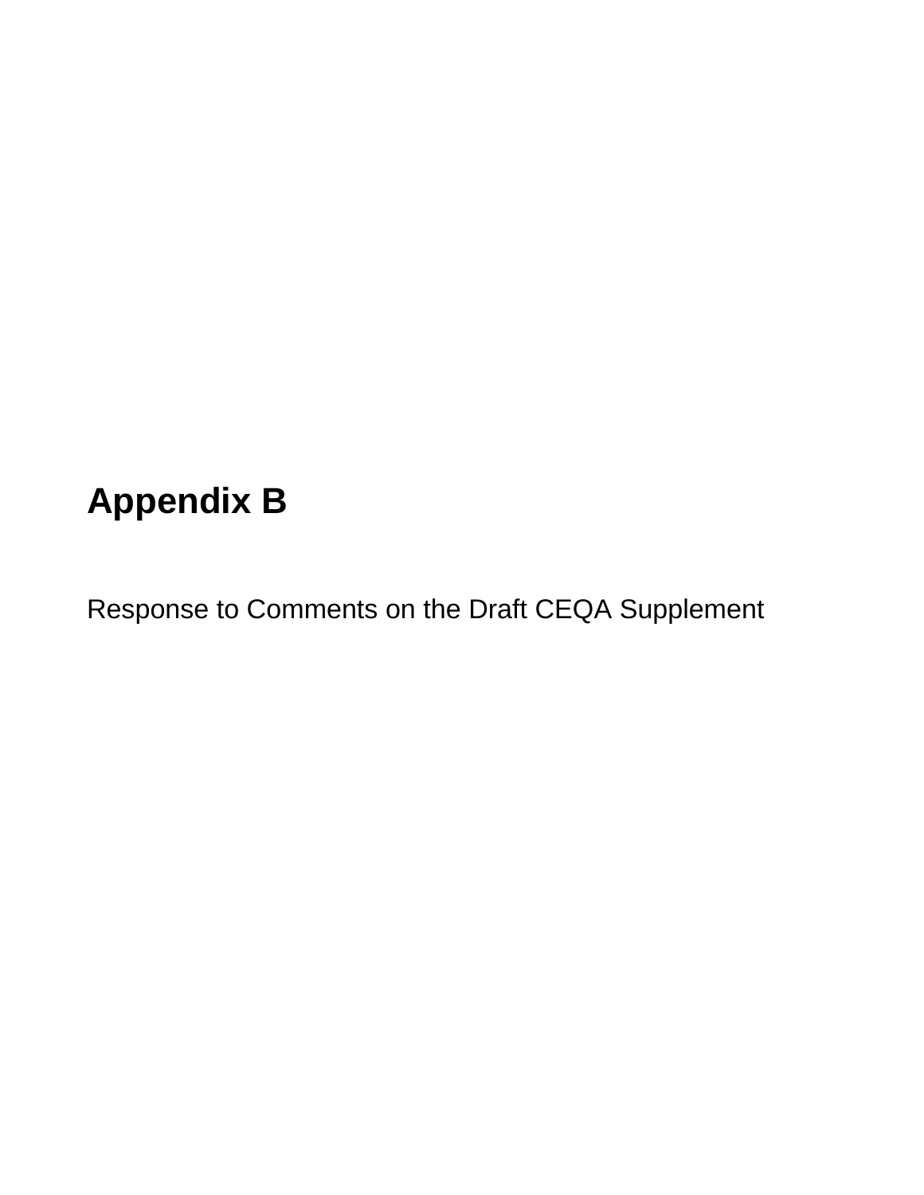# Appendix B

Response to Comments on the Draft CEQA Supplement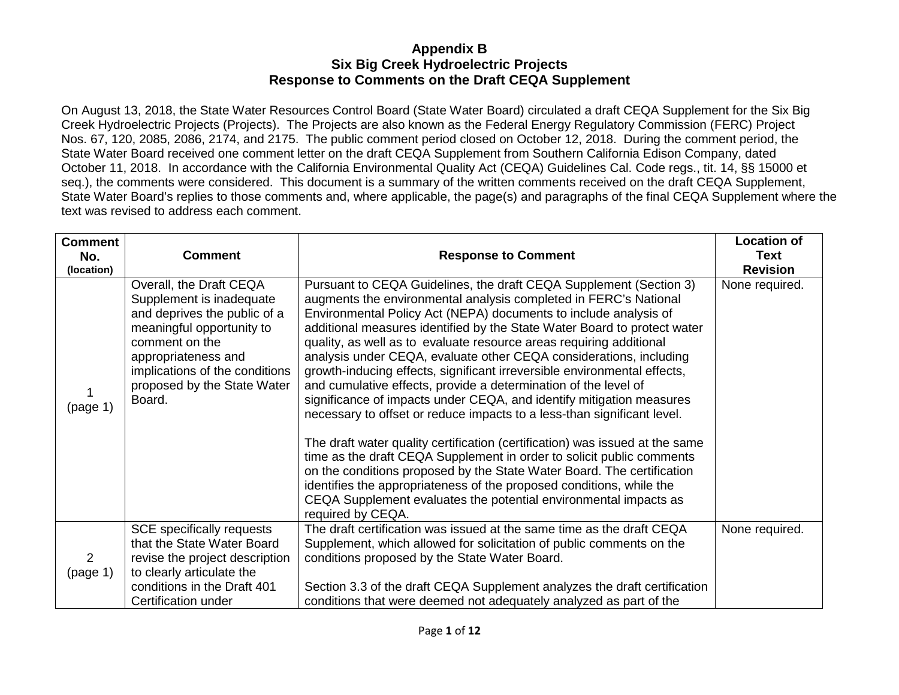# Appendix B
# Six Big Creek Hydroelectric Projects
# Response to Comments on the Draft CEQA Supplement

On August 13, 2018, the State Water Resources Control Board (State Water Board) circulated a draft CEQA Supplement for the Six Big Creek Hydroelectric Projects (Projects). The Projects are also known as the Federal Energy Regulatory Commission (FERC) Project Nos. 67, 120, 2085, 2086, 2174, and 2175. The public comment period closed on October 12, 2018. During the comment period, the State Water Board received one comment letter on the draft CEQA Supplement from Southern California Edison Company, dated October 11, 2018. In accordance with the California Environmental Quality Act (CEQA) Guidelines Cal. Code regs., tit. 14, §§ 15000 et seq.), the comments were considered. This document is a summary of the written comments received on the draft CEQA Supplement, State Water Board's replies to those comments and, where applicable, the page(s) and paragraphs of the final CEQA Supplement where the text was revised to address each comment.

| Comment No. (location) | Comment | Response to Comment | Location of Text Revision |
|---|---|---|---|
| 1 (page 1) | Overall, the Draft CEQA Supplement is inadequate and deprives the public of a meaningful opportunity to comment on the appropriateness and implications of the conditions proposed by the State Water Board. | Pursuant to CEQA Guidelines, the draft CEQA Supplement (Section 3) augments the environmental analysis completed in FERC's National Environmental Policy Act (NEPA) documents to include analysis of additional measures identified by the State Water Board to protect water quality, as well as to evaluate resource areas requiring additional analysis under CEQA, evaluate other CEQA considerations, including growth-inducing effects, significant irreversible environmental effects, and cumulative effects, provide a determination of the level of significance of impacts under CEQA, and identify mitigation measures necessary to offset or reduce impacts to a less-than significant level.<br><br>The draft water quality certification (certification) was issued at the same time as the draft CEQA Supplement in order to solicit public comments on the conditions proposed by the State Water Board. The certification identifies the appropriateness of the proposed conditions, while the CEQA Supplement evaluates the potential environmental impacts as required by CEQA. | None required. |
| 2 (page 1) | SCE specifically requests that the State Water Board revise the project description to clearly articulate the conditions in the Draft 401 Certification under | The draft certification was issued at the same time as the draft CEQA Supplement, which allowed for solicitation of public comments on the conditions proposed by the State Water Board.<br><br>Section 3.3 of the draft CEQA Supplement analyzes the draft certification conditions that were deemed not adequately analyzed as part of the | None required. |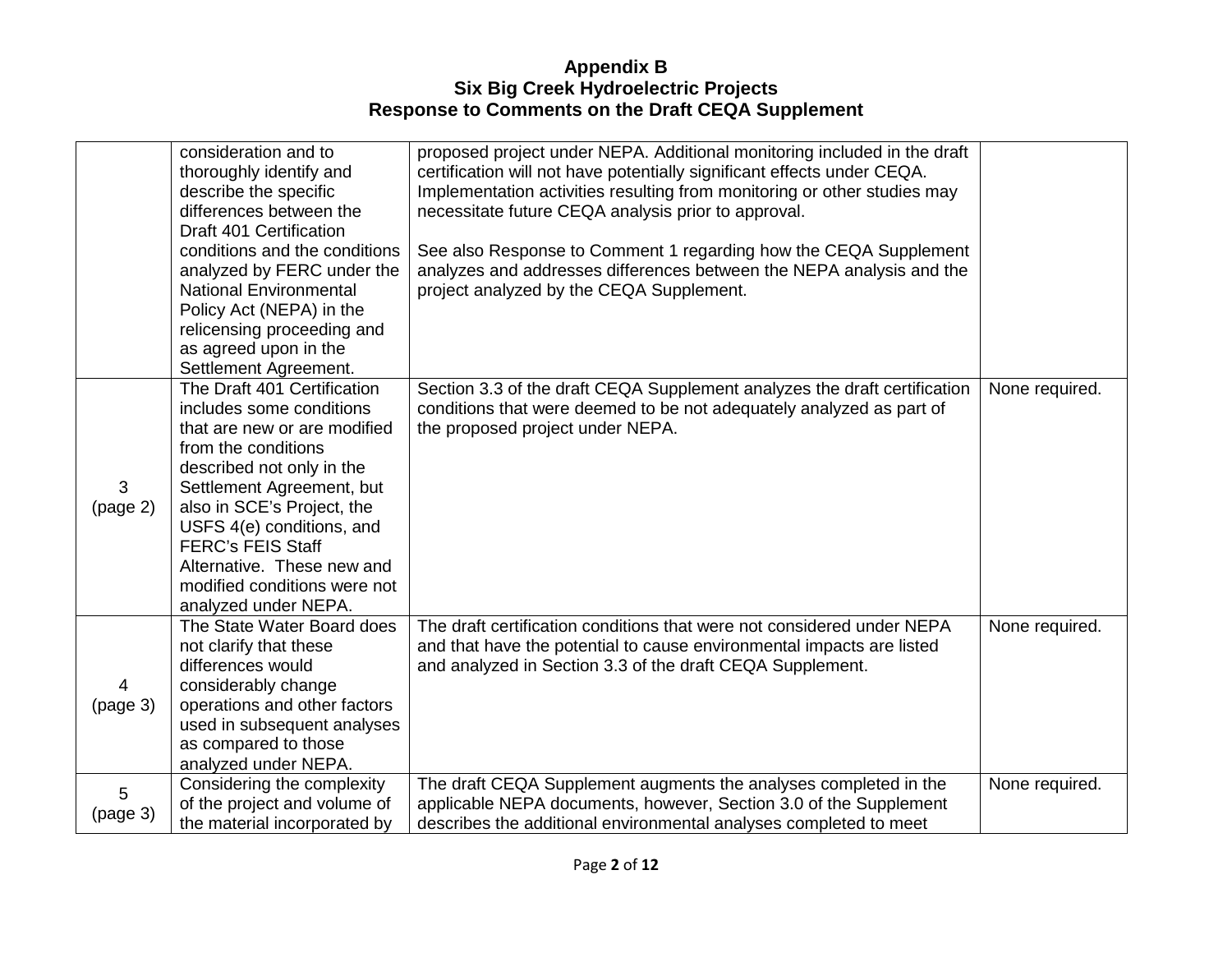# Appendix B
# Six Big Creek Hydroelectric Projects
# Response to Comments on the Draft CEQA Supplement

| | | | |
|---|---|---|---|
| | consideration and to thoroughly identify and describe the specific differences between the Draft 401 Certification conditions and the conditions analyzed by FERC under the National Environmental Policy Act (NEPA) in the relicensing proceeding and as agreed upon in the Settlement Agreement. | proposed project under NEPA. Additional monitoring included in the draft certification will not have potentially significant effects under CEQA. Implementation activities resulting from monitoring or other studies may necessitate future CEQA analysis prior to approval.<br><br>See also Response to Comment 1 regarding how the CEQA Supplement analyzes and addresses differences between the NEPA analysis and the project analyzed by the CEQA Supplement. | |
| 3 (page 2) | The Draft 401 Certification includes some conditions that are new or are modified from the conditions described not only in the Settlement Agreement, but also in SCE's Project, the USFS 4(e) conditions, and FERC's FEIS Staff Alternative. These new and modified conditions were not analyzed under NEPA. | Section 3.3 of the draft CEQA Supplement analyzes the draft certification conditions that were deemed to be not adequately analyzed as part of the proposed project under NEPA. | None required. |
| 4 (page 3) | The State Water Board does not clarify that these differences would considerably change operations and other factors used in subsequent analyses as compared to those analyzed under NEPA. | The draft certification conditions that were not considered under NEPA and that have the potential to cause environmental impacts are listed and analyzed in Section 3.3 of the draft CEQA Supplement. | None required. |
| 5 (page 3) | Considering the complexity of the project and volume of the material incorporated by | The draft CEQA Supplement augments the analyses completed in the applicable NEPA documents, however, Section 3.0 of the Supplement describes the additional environmental analyses completed to meet | None required. |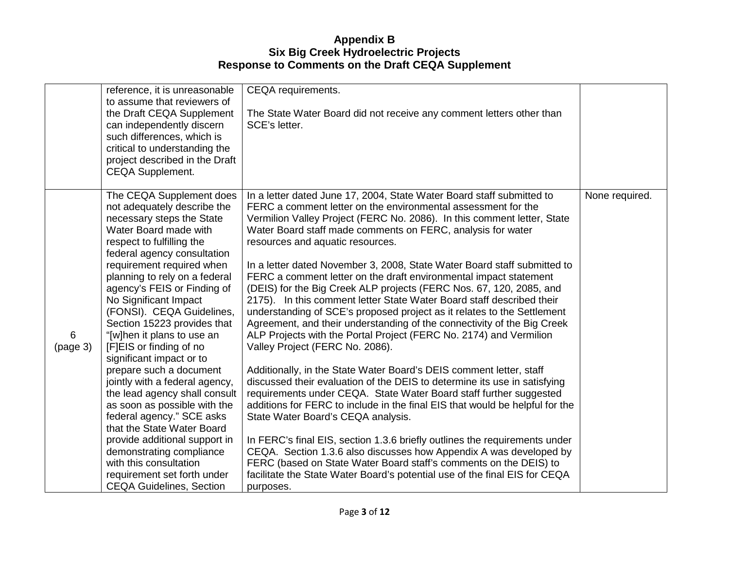# Appendix B
# Six Big Creek Hydroelectric Projects
# Response to Comments on the Draft CEQA Supplement

| | | | |
|---|---|---|---|
| | reference, it is unreasonable to assume that reviewers of the Draft CEQA Supplement can independently discern such differences, which is critical to understanding the project described in the Draft CEQA Supplement. | CEQA requirements.<br><br>The State Water Board did not receive any comment letters other than SCE's letter. | |
| 6 (page 3) | The CEQA Supplement does not adequately describe the necessary steps the State Water Board made with respect to fulfilling the federal agency consultation requirement required when planning to rely on a federal agency's FEIS or Finding of No Significant Impact (FONSI). CEQA Guidelines, Section 15223 provides that "[w]hen it plans to use an [F]EIS or finding of no significant impact or to prepare such a document jointly with a federal agency, the lead agency shall consult as soon as possible with the federal agency." SCE asks that the State Water Board provide additional support in demonstrating compliance with this consultation requirement set forth under CEQA Guidelines, Section | In a letter dated June 17, 2004, State Water Board staff submitted to FERC a comment letter on the environmental assessment for the Vermilion Valley Project (FERC No. 2086). In this comment letter, State Water Board staff made comments on FERC, analysis for water resources and aquatic resources.<br><br>In a letter dated November 3, 2008, State Water Board staff submitted to FERC a comment letter on the draft environmental impact statement (DEIS) for the Big Creek ALP projects (FERC Nos. 67, 120, 2085, and 2175). In this comment letter State Water Board staff described their understanding of SCE's proposed project as it relates to the Settlement Agreement, and their understanding of the connectivity of the Big Creek ALP Projects with the Portal Project (FERC No. 2174) and Vermilion Valley Project (FERC No. 2086).<br><br>Additionally, in the State Water Board's DEIS comment letter, staff discussed their evaluation of the DEIS to determine its use in satisfying requirements under CEQA. State Water Board staff further suggested additions for FERC to include in the final EIS that would be helpful for the State Water Board's CEQA analysis.<br><br>In FERC's final EIS, section 1.3.6 briefly outlines the requirements under CEQA. Section 1.3.6 also discusses how Appendix A was developed by FERC (based on State Water Board staff's comments on the DEIS) to facilitate the State Water Board's potential use of the final EIS for CEQA purposes. | None required. |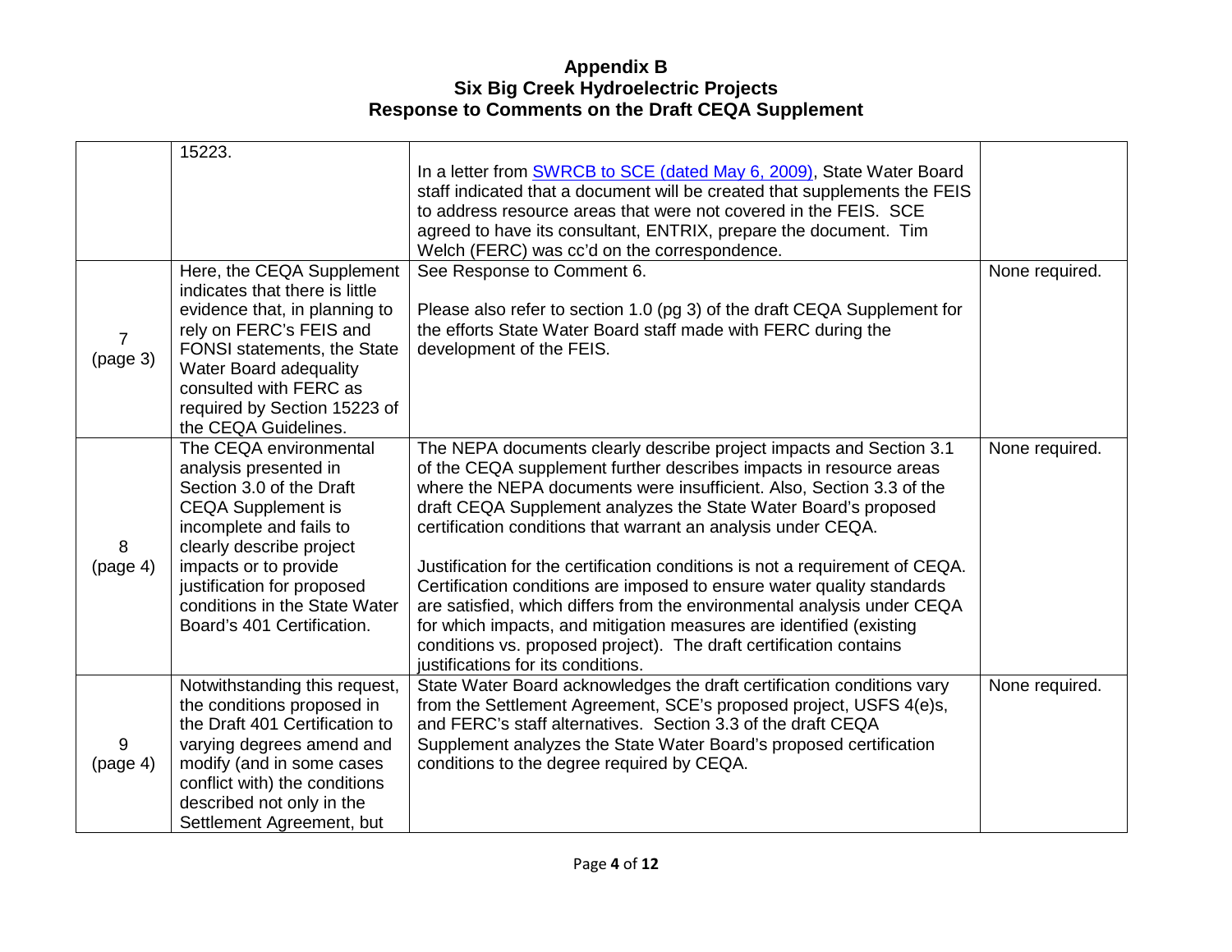# Appendix B
# Six Big Creek Hydroelectric Projects
# Response to Comments on the Draft CEQA Supplement

| | | | |
|---|---|---|---|
| | 15223. | In a letter from SWRCB to SCE (dated May 6, 2009), State Water Board staff indicated that a document will be created that supplements the FEIS to address resource areas that were not covered in the FEIS. SCE agreed to have its consultant, ENTRIX, prepare the document. Tim Welch (FERC) was cc'd on the correspondence. | |
| 7 (page 3) | Here, the CEQA Supplement indicates that there is little evidence that, in planning to rely on FERC's FEIS and FONSI statements, the State Water Board adequality consulted with FERC as required by Section 15223 of the CEQA Guidelines. | See Response to Comment 6.<br><br>Please also refer to section 1.0 (pg 3) of the draft CEQA Supplement for the efforts State Water Board staff made with FERC during the development of the FEIS. | None required. |
| 8 (page 4) | The CEQA environmental analysis presented in Section 3.0 of the Draft CEQA Supplement is incomplete and fails to clearly describe project impacts or to provide justification for proposed conditions in the State Water Board's 401 Certification. | The NEPA documents clearly describe project impacts and Section 3.1 of the CEQA supplement further describes impacts in resource areas where the NEPA documents were insufficient. Also, Section 3.3 of the draft CEQA Supplement analyzes the State Water Board's proposed certification conditions that warrant an analysis under CEQA.<br><br>Justification for the certification conditions is not a requirement of CEQA. Certification conditions are imposed to ensure water quality standards are satisfied, which differs from the environmental analysis under CEQA for which impacts, and mitigation measures are identified (existing conditions vs. proposed project). The draft certification contains justifications for its conditions. | None required. |
| 9 (page 4) | Notwithstanding this request, the conditions proposed in the Draft 401 Certification to varying degrees amend and modify (and in some cases conflict with) the conditions described not only in the Settlement Agreement, but | State Water Board acknowledges the draft certification conditions vary from the Settlement Agreement, SCE's proposed project, USFS 4(e)s, and FERC's staff alternatives. Section 3.3 of the draft CEQA Supplement analyzes the State Water Board's proposed certification conditions to the degree required by CEQA. | None required. |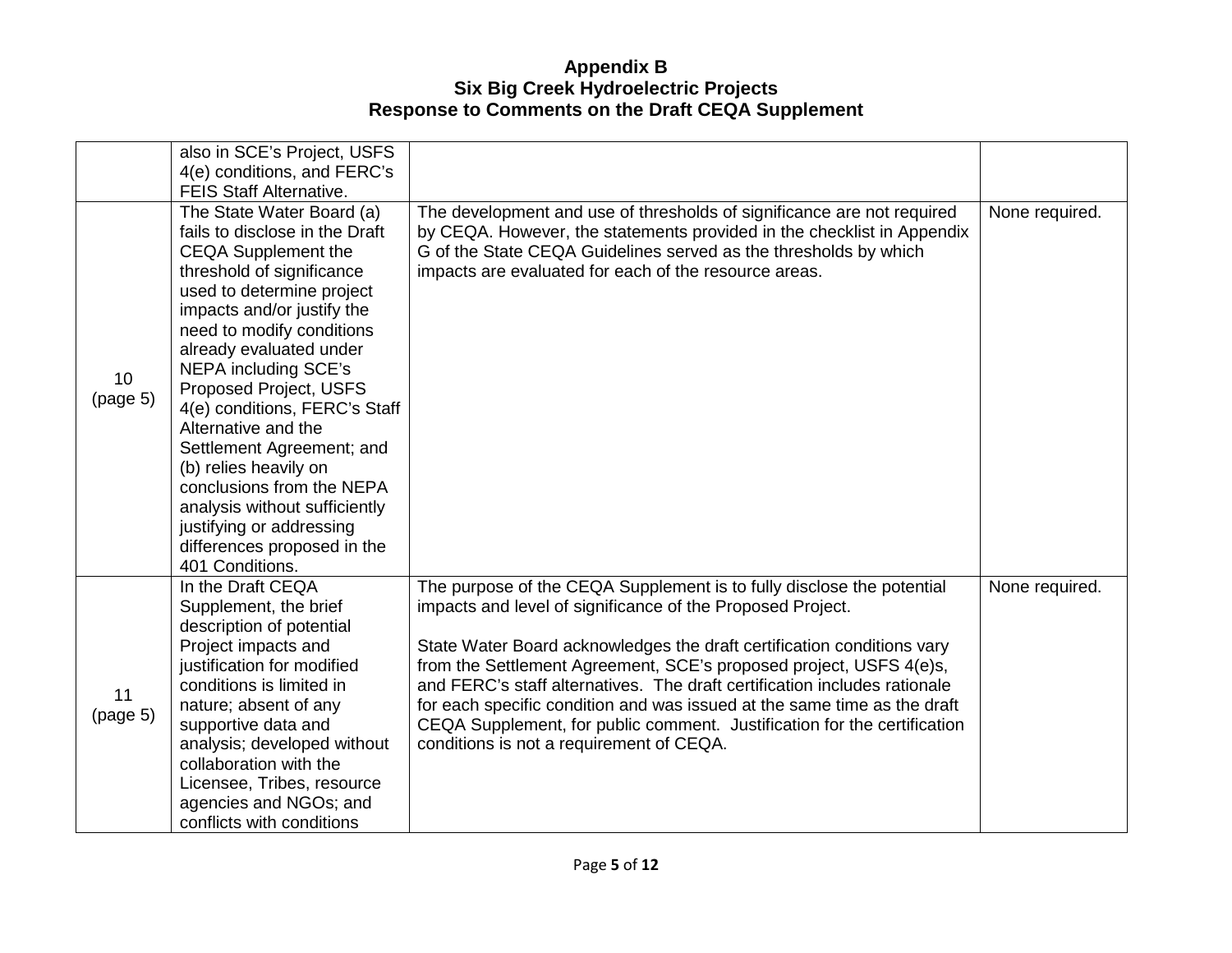# Appendix B
## Six Big Creek Hydroelectric Projects
## Response to Comments on the Draft CEQA Supplement

| | | | |
|---|---|---|---|
| | also in SCE's Project, USFS 4(e) conditions, and FERC's FEIS Staff Alternative. | | |
| 10 (page 5) | The State Water Board (a) fails to disclose in the Draft CEQA Supplement the threshold of significance used to determine project impacts and/or justify the need to modify conditions already evaluated under NEPA including SCE's Proposed Project, USFS 4(e) conditions, FERC's Staff Alternative and the Settlement Agreement; and (b) relies heavily on conclusions from the NEPA analysis without sufficiently justifying or addressing differences proposed in the 401 Conditions. | The development and use of thresholds of significance are not required by CEQA. However, the statements provided in the checklist in Appendix G of the State CEQA Guidelines served as the thresholds by which impacts are evaluated for each of the resource areas. | None required. |
| 11 (page 5) | In the Draft CEQA Supplement, the brief description of potential Project impacts and justification for modified conditions is limited in nature; absent of any supportive data and analysis; developed without collaboration with the Licensee, Tribes, resource agencies and NGOs; and conflicts with conditions | The purpose of the CEQA Supplement is to fully disclose the potential impacts and level of significance of the Proposed Project.<br><br>State Water Board acknowledges the draft certification conditions vary from the Settlement Agreement, SCE's proposed project, USFS 4(e)s, and FERC's staff alternatives. The draft certification includes rationale for each specific condition and was issued at the same time as the draft CEQA Supplement, for public comment. Justification for the certification conditions is not a requirement of CEQA. | None required. |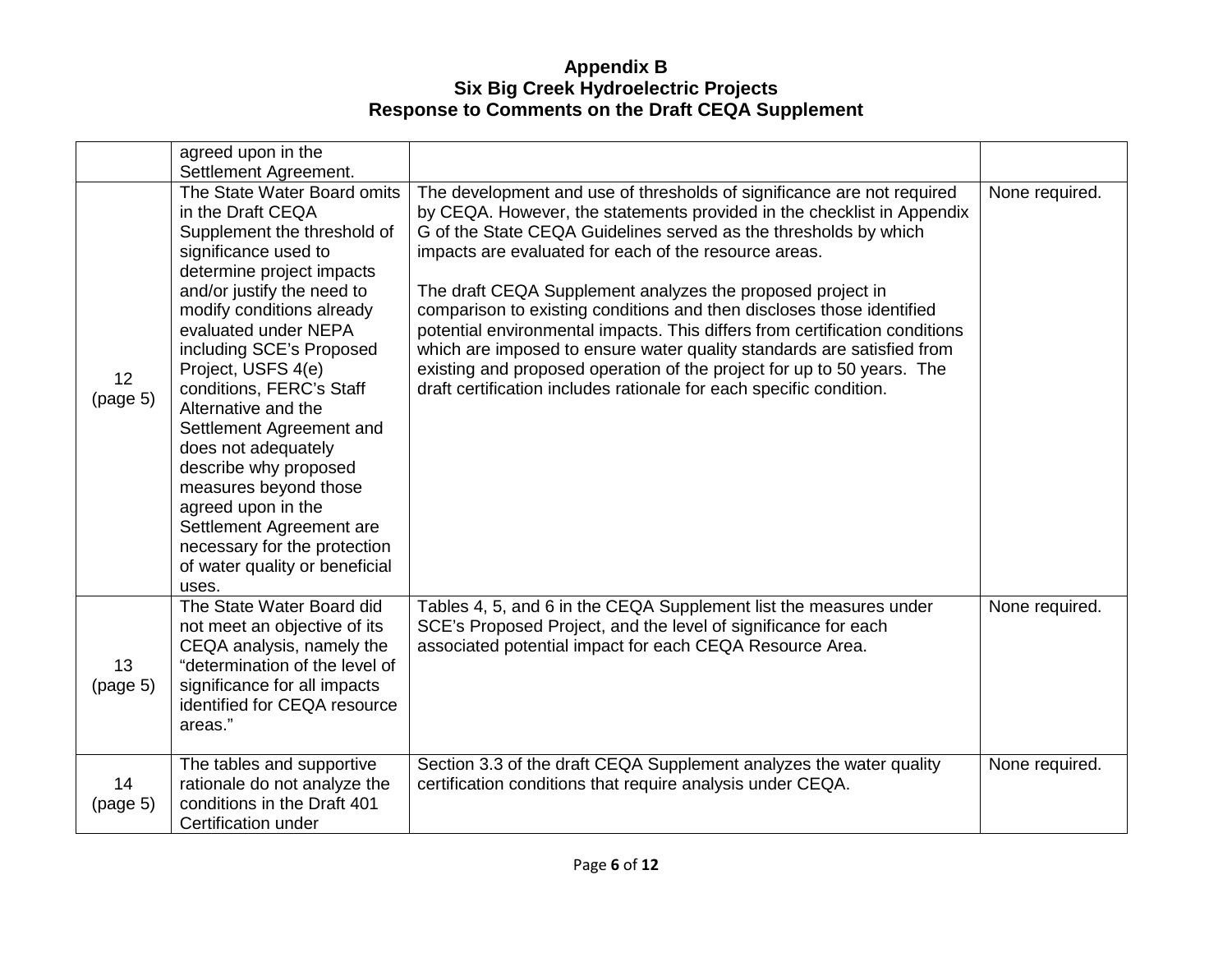# Appendix B
# Six Big Creek Hydroelectric Projects
# Response to Comments on the Draft CEQA Supplement

| | | | |
|---|---|---|---|
| | agreed upon in the Settlement Agreement. | | |
| 12 (page 5) | The State Water Board omits in the Draft CEQA Supplement the threshold of significance used to determine project impacts and/or justify the need to modify conditions already evaluated under NEPA including SCE's Proposed Project, USFS 4(e) conditions, FERC's Staff Alternative and the Settlement Agreement and does not adequately describe why proposed measures beyond those agreed upon in the Settlement Agreement are necessary for the protection of water quality or beneficial uses. | The development and use of thresholds of significance are not required by CEQA. However, the statements provided in the checklist in Appendix G of the State CEQA Guidelines served as the thresholds by which impacts are evaluated for each of the resource areas.<br><br>The draft CEQA Supplement analyzes the proposed project in comparison to existing conditions and then discloses those identified potential environmental impacts. This differs from certification conditions which are imposed to ensure water quality standards are satisfied from existing and proposed operation of the project for up to 50 years. The draft certification includes rationale for each specific condition. | None required. |
| 13 (page 5) | The State Water Board did not meet an objective of its CEQA analysis, namely the "determination of the level of significance for all impacts identified for CEQA resource areas." | Tables 4, 5, and 6 in the CEQA Supplement list the measures under SCE's Proposed Project, and the level of significance for each associated potential impact for each CEQA Resource Area. | None required. |
| 14 (page 5) | The tables and supportive rationale do not analyze the conditions in the Draft 401 Certification under | Section 3.3 of the draft CEQA Supplement analyzes the water quality certification conditions that require analysis under CEQA. | None required. |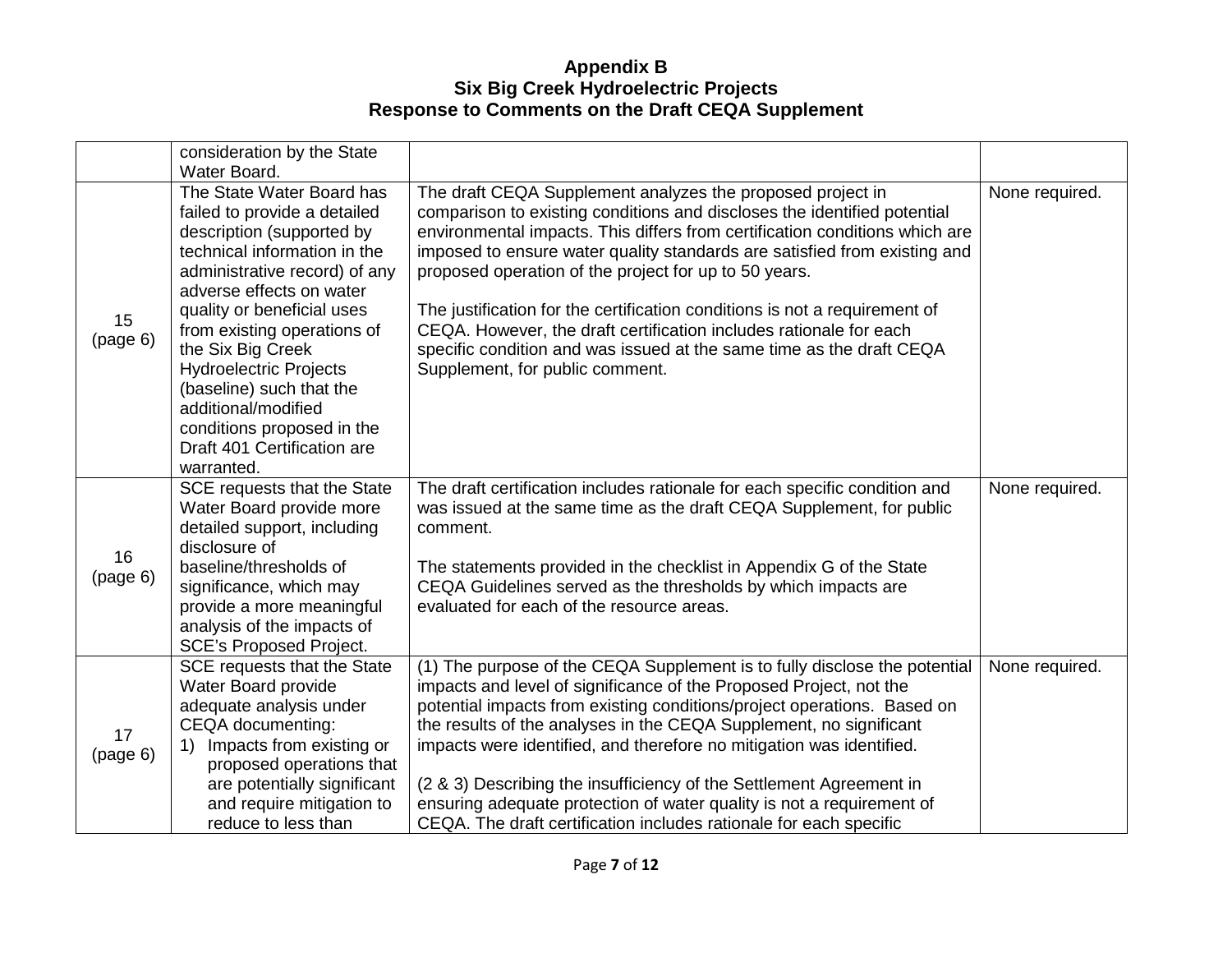# Appendix B
## Six Big Creek Hydroelectric Projects
## Response to Comments on the Draft CEQA Supplement

| | | | |
|---|---|---|---|
| | consideration by the State Water Board. | | |
| 15 (page 6) | The State Water Board has failed to provide a detailed description (supported by technical information in the administrative record) of any adverse effects on water quality or beneficial uses from existing operations of the Six Big Creek Hydroelectric Projects (baseline) such that the additional/modified conditions proposed in the Draft 401 Certification are warranted. | The draft CEQA Supplement analyzes the proposed project in comparison to existing conditions and discloses the identified potential environmental impacts. This differs from certification conditions which are imposed to ensure water quality standards are satisfied from existing and proposed operation of the project for up to 50 years.<br><br>The justification for the certification conditions is not a requirement of CEQA. However, the draft certification includes rationale for each specific condition and was issued at the same time as the draft CEQA Supplement, for public comment. | None required. |
| 16 (page 6) | SCE requests that the State Water Board provide more detailed support, including disclosure of baseline/thresholds of significance, which may provide a more meaningful analysis of the impacts of SCE's Proposed Project. | The draft certification includes rationale for each specific condition and was issued at the same time as the draft CEQA Supplement, for public comment.<br><br>The statements provided in the checklist in Appendix G of the State CEQA Guidelines served as the thresholds by which impacts are evaluated for each of the resource areas. | None required. |
| 17 (page 6) | SCE requests that the State Water Board provide adequate analysis under CEQA documenting:<br>1) Impacts from existing or proposed operations that are potentially significant and require mitigation to reduce to less than | (1) The purpose of the CEQA Supplement is to fully disclose the potential impacts and level of significance of the Proposed Project, not the potential impacts from existing conditions/project operations. Based on the results of the analyses in the CEQA Supplement, no significant impacts were identified, and therefore no mitigation was identified.<br><br>(2 & 3) Describing the insufficiency of the Settlement Agreement in ensuring adequate protection of water quality is not a requirement of CEQA. The draft certification includes rationale for each specific | None required. |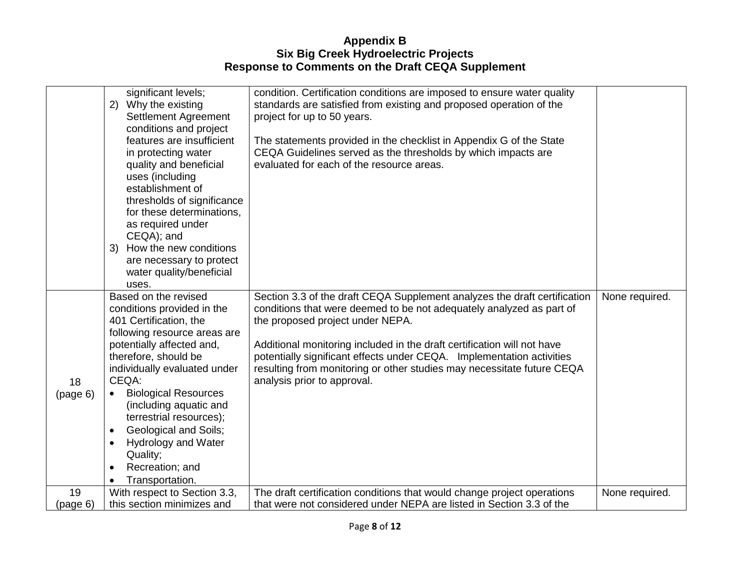## Appendix B
## Six Big Creek Hydroelectric Projects
## Response to Comments on the Draft CEQA Supplement

| | | | |
|---|---|---|---|
| | significant levels;<br>2) Why the existing Settlement Agreement conditions and project features are insufficient in protecting water quality and beneficial uses (including establishment of thresholds of significance for these determinations, as required under CEQA); and<br>3) How the new conditions are necessary to protect water quality/beneficial uses. | condition. Certification conditions are imposed to ensure water quality standards are satisfied from existing and proposed operation of the project for up to 50 years.<br><br>The statements provided in the checklist in Appendix G of the State CEQA Guidelines served as the thresholds by which impacts are evaluated for each of the resource areas. | |
| 18 (page 6) | Based on the revised conditions provided in the 401 Certification, the following resource areas are potentially affected and, therefore, should be individually evaluated under CEQA:<br>• Biological Resources (including aquatic and terrestrial resources);<br>• Geological and Soils;<br>• Hydrology and Water Quality;<br>• Recreation; and<br>• Transportation. | Section 3.3 of the draft CEQA Supplement analyzes the draft certification conditions that were deemed to be not adequately analyzed as part of the proposed project under NEPA.<br><br>Additional monitoring included in the draft certification will not have potentially significant effects under CEQA. Implementation activities resulting from monitoring or other studies may necessitate future CEQA analysis prior to approval. | None required. |
| 19 (page 6) | With respect to Section 3.3, this section minimizes and | The draft certification conditions that would change project operations that were not considered under NEPA are listed in Section 3.3 of the | None required. |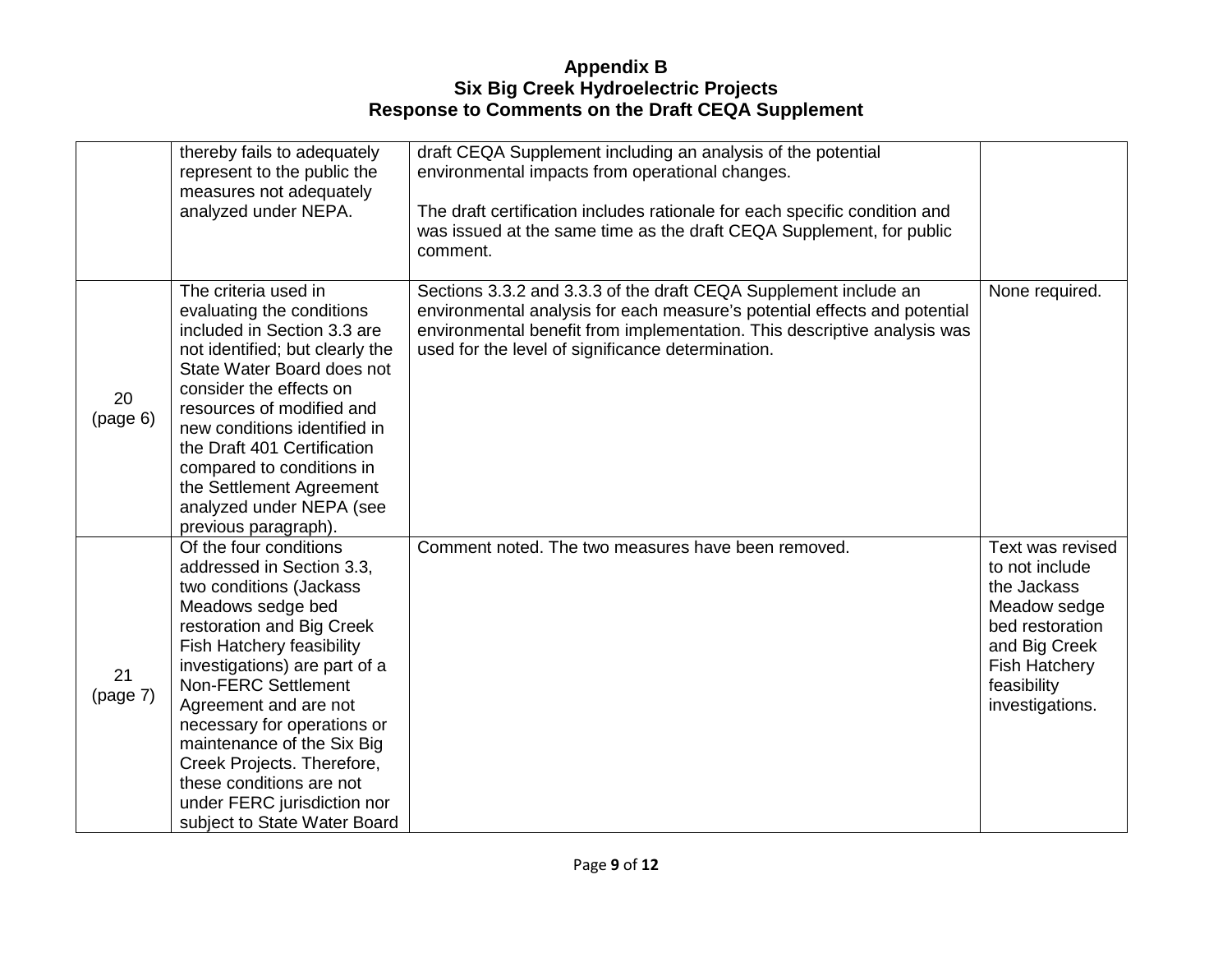# Appendix B
# Six Big Creek Hydroelectric Projects
# Response to Comments on the Draft CEQA Supplement

| | | | |
|---|---|---|---|
| | thereby fails to adequately represent to the public the measures not adequately analyzed under NEPA. | draft CEQA Supplement including an analysis of the potential environmental impacts from operational changes.<br><br>The draft certification includes rationale for each specific condition and was issued at the same time as the draft CEQA Supplement, for public comment. | |
| 20 (page 6) | The criteria used in evaluating the conditions included in Section 3.3 are not identified; but clearly the State Water Board does not consider the effects on resources of modified and new conditions identified in the Draft 401 Certification compared to conditions in the Settlement Agreement analyzed under NEPA (see previous paragraph). | Sections 3.3.2 and 3.3.3 of the draft CEQA Supplement include an environmental analysis for each measure's potential effects and potential environmental benefit from implementation. This descriptive analysis was used for the level of significance determination. | None required. |
| 21 (page 7) | Of the four conditions addressed in Section 3.3, two conditions (Jackass Meadows sedge bed restoration and Big Creek Fish Hatchery feasibility investigations) are part of a Non-FERC Settlement Agreement and are not necessary for operations or maintenance of the Six Big Creek Projects. Therefore, these conditions are not under FERC jurisdiction nor subject to State Water Board | Comment noted. The two measures have been removed. | Text was revised to not include the Jackass Meadow sedge bed restoration and Big Creek Fish Hatchery feasibility investigations. |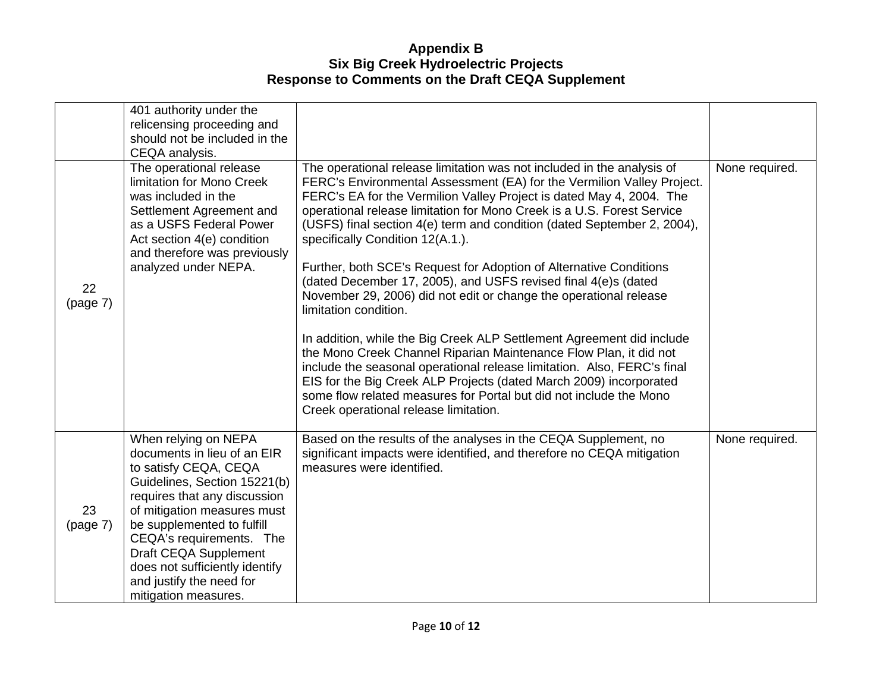# Appendix B
# Six Big Creek Hydroelectric Projects
# Response to Comments on the Draft CEQA Supplement

| | | | |
|---|---|---|---|
| | 401 authority under the relicensing proceeding and should not be included in the CEQA analysis. | | |
| 22 (page 7) | The operational release limitation for Mono Creek was included in the Settlement Agreement and as a USFS Federal Power Act section 4(e) condition and therefore was previously analyzed under NEPA. | The operational release limitation was not included in the analysis of FERC's Environmental Assessment (EA) for the Vermilion Valley Project. FERC's EA for the Vermilion Valley Project is dated May 4, 2004. The operational release limitation for Mono Creek is a U.S. Forest Service (USFS) final section 4(e) term and condition (dated September 2, 2004), specifically Condition 12(A.1.).<br><br>Further, both SCE's Request for Adoption of Alternative Conditions (dated December 17, 2005), and USFS revised final 4(e)s (dated November 29, 2006) did not edit or change the operational release limitation condition.<br><br>In addition, while the Big Creek ALP Settlement Agreement did include the Mono Creek Channel Riparian Maintenance Flow Plan, it did not include the seasonal operational release limitation. Also, FERC's final EIS for the Big Creek ALP Projects (dated March 2009) incorporated some flow related measures for Portal but did not include the Mono Creek operational release limitation. | None required. |
| 23 (page 7) | When relying on NEPA documents in lieu of an EIR to satisfy CEQA, CEQA Guidelines, Section 15221(b) requires that any discussion of mitigation measures must be supplemented to fulfill CEQA's requirements. The Draft CEQA Supplement does not sufficiently identify and justify the need for mitigation measures. | Based on the results of the analyses in the CEQA Supplement, no significant impacts were identified, and therefore no CEQA mitigation measures were identified. | None required. |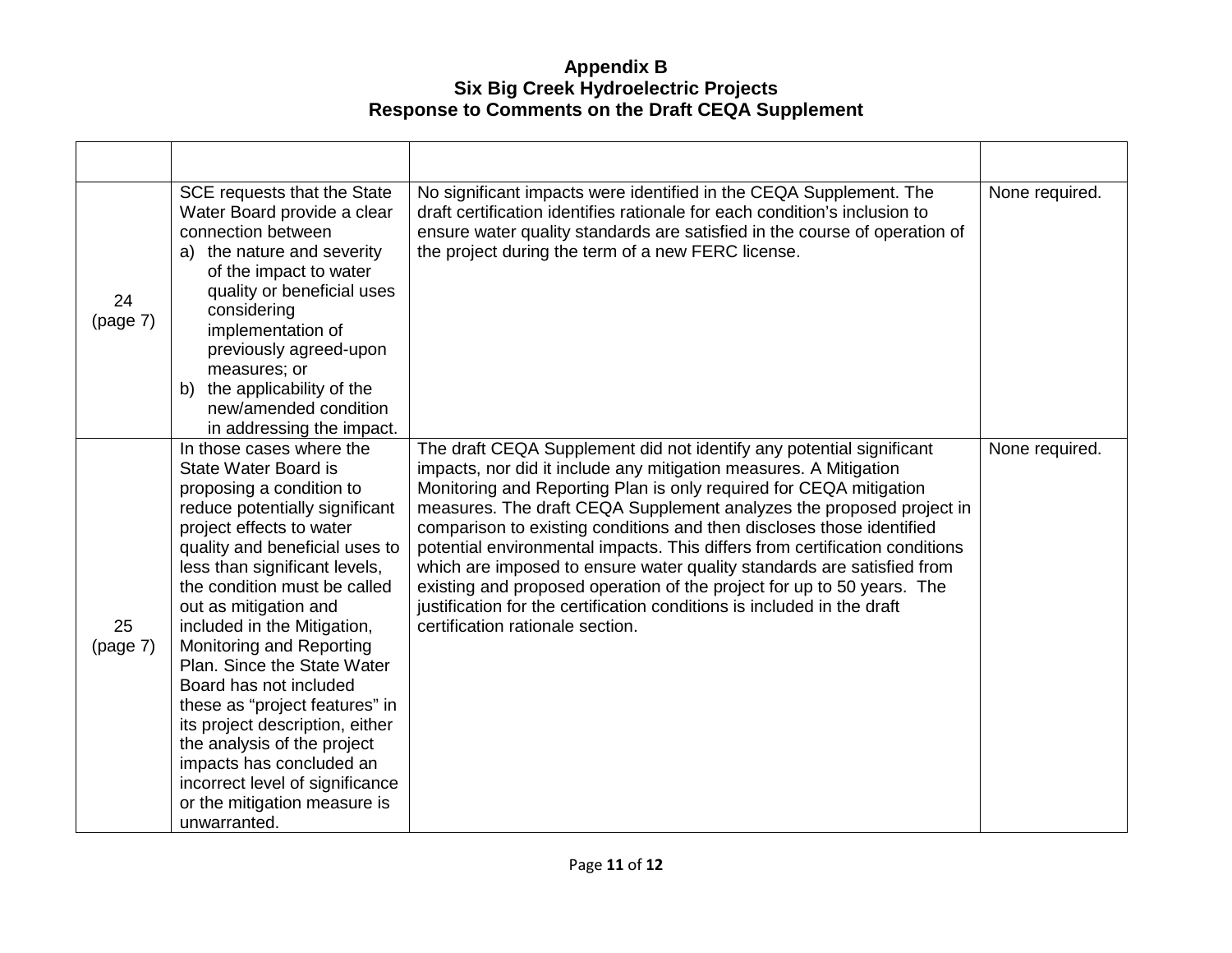# Appendix B
## Six Big Creek Hydroelectric Projects
## Response to Comments on the Draft CEQA Supplement

| | | | |
|---|---|---|---|
| 24 (page 7) | SCE requests that the State Water Board provide a clear connection between a) the nature and severity of the impact to water quality or beneficial uses considering implementation of previously agreed-upon measures; or b) the applicability of the new/amended condition in addressing the impact. | No significant impacts were identified in the CEQA Supplement. The draft certification identifies rationale for each condition's inclusion to ensure water quality standards are satisfied in the course of operation of the project during the term of a new FERC license. | None required. |
| 25 (page 7) | In those cases where the State Water Board is proposing a condition to reduce potentially significant project effects to water quality and beneficial uses to less than significant levels, the condition must be called out as mitigation and included in the Mitigation, Monitoring and Reporting Plan. Since the State Water Board has not included these as "project features" in its project description, either the analysis of the project impacts has concluded an incorrect level of significance or the mitigation measure is unwarranted. | The draft CEQA Supplement did not identify any potential significant impacts, nor did it include any mitigation measures. A Mitigation Monitoring and Reporting Plan is only required for CEQA mitigation measures. The draft CEQA Supplement analyzes the proposed project in comparison to existing conditions and then discloses those identified potential environmental impacts. This differs from certification conditions which are imposed to ensure water quality standards are satisfied from existing and proposed operation of the project for up to 50 years. The justification for the certification conditions is included in the draft certification rationale section. | None required. |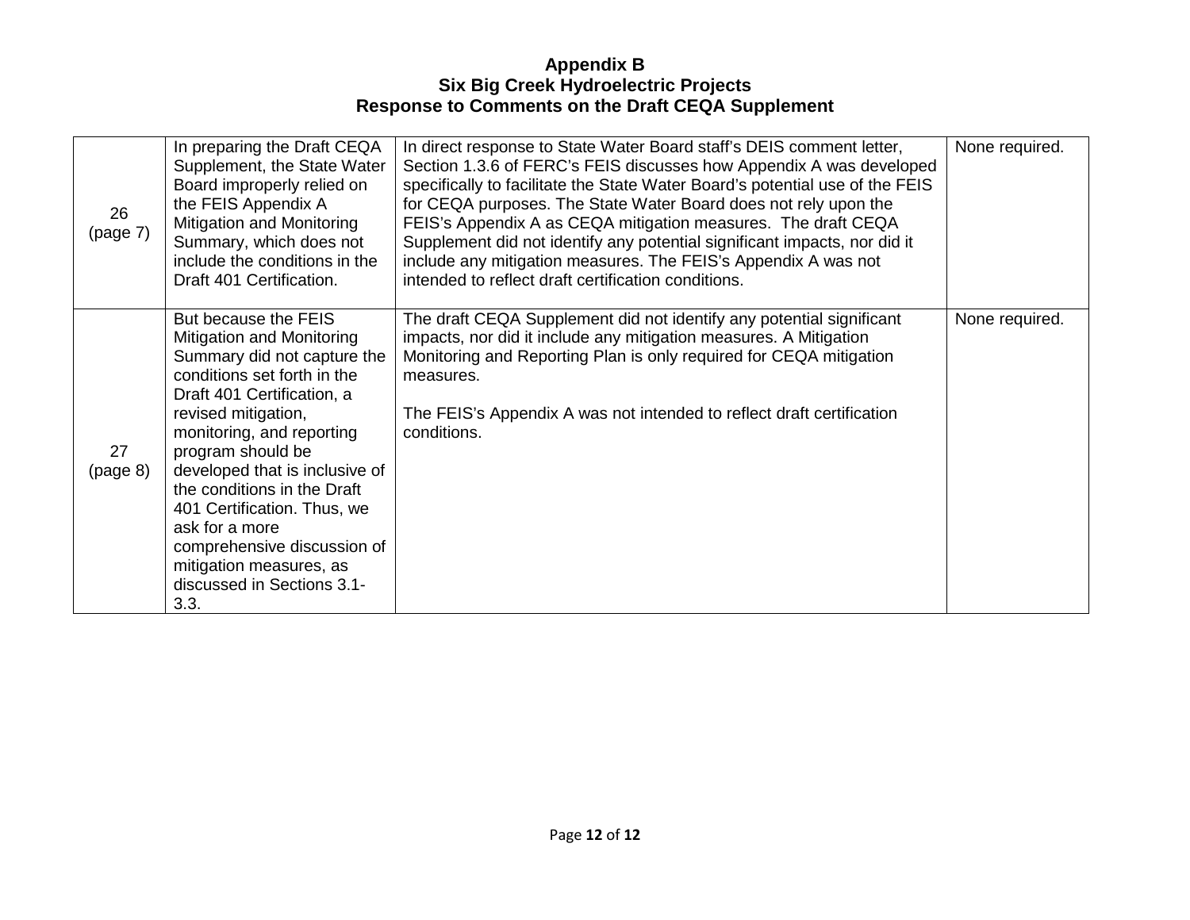## Appendix B
## Six Big Creek Hydroelectric Projects
## Response to Comments on the Draft CEQA Supplement

| | | | |
|---|---|---|---|
| 26 (page 7) | In preparing the Draft CEQA Supplement, the State Water Board improperly relied on the FEIS Appendix A Mitigation and Monitoring Summary, which does not include the conditions in the Draft 401 Certification. | In direct response to State Water Board staff's DEIS comment letter, Section 1.3.6 of FERC's FEIS discusses how Appendix A was developed specifically to facilitate the State Water Board's potential use of the FEIS for CEQA purposes. The State Water Board does not rely upon the FEIS's Appendix A as CEQA mitigation measures. The draft CEQA Supplement did not identify any potential significant impacts, nor did it include any mitigation measures. The FEIS's Appendix A was not intended to reflect draft certification conditions. | None required. |
| 27 (page 8) | But because the FEIS Mitigation and Monitoring Summary did not capture the conditions set forth in the Draft 401 Certification, a revised mitigation, monitoring, and reporting program should be developed that is inclusive of the conditions in the Draft 401 Certification. Thus, we ask for a more comprehensive discussion of mitigation measures, as discussed in Sections 3.1-3.3. | The draft CEQA Supplement did not identify any potential significant impacts, nor did it include any mitigation measures. A Mitigation Monitoring and Reporting Plan is only required for CEQA mitigation measures.<br><br>The FEIS's Appendix A was not intended to reflect draft certification conditions. | None required. |